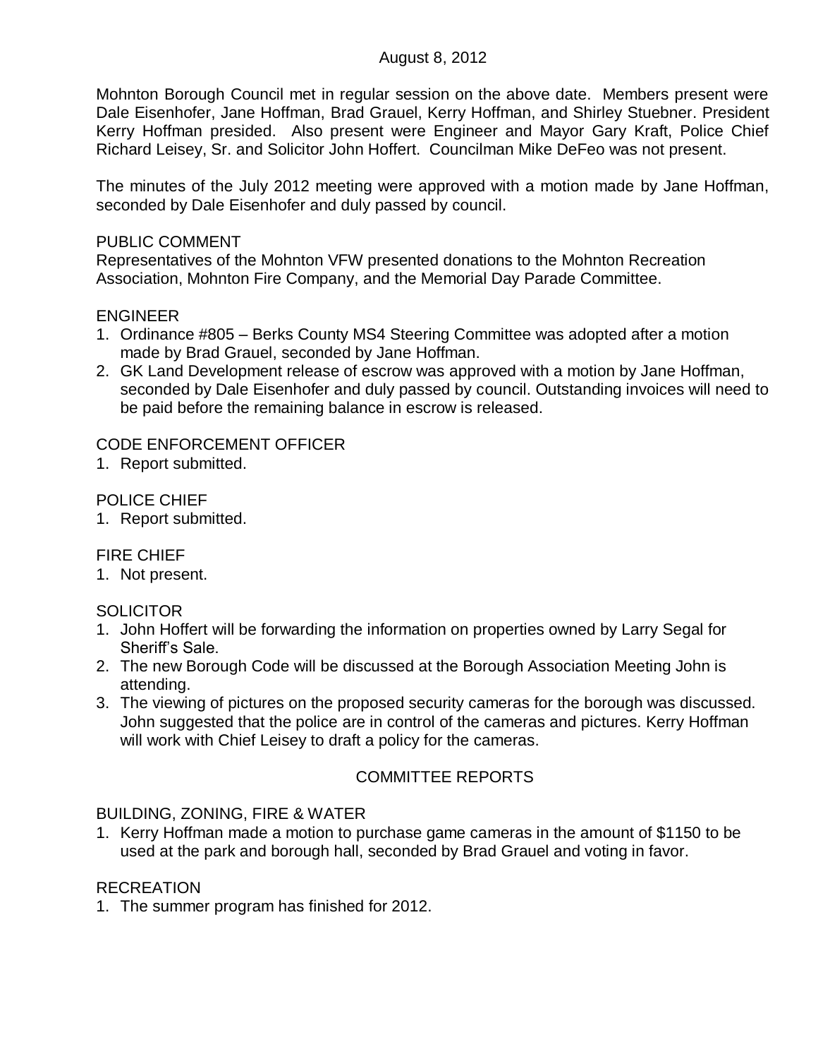August 8, 2012

Mohnton Borough Council met in regular session on the above date. Members present were Dale Eisenhofer, Jane Hoffman, Brad Grauel, Kerry Hoffman, and Shirley Stuebner. President Kerry Hoffman presided. Also present were Engineer and Mayor Gary Kraft, Police Chief Richard Leisey, Sr. and Solicitor John Hoffert. Councilman Mike DeFeo was not present.

The minutes of the July 2012 meeting were approved with a motion made by Jane Hoffman, seconded by Dale Eisenhofer and duly passed by council.

PUBLIC COMMENT

Representatives of the Mohnton VFW presented donations to the Mohnton Recreation Association, Mohnton Fire Company, and the Memorial Day Parade Committee.

ENGINEER

1. Ordinance #805 – Berks County MS4 Steering Committee was adopted after a motion made by Brad Grauel, seconded by Jane Hoffman.
2. GK Land Development release of escrow was approved with a motion by Jane Hoffman, seconded by Dale Eisenhofer and duly passed by council. Outstanding invoices will need to be paid before the remaining balance in escrow is released.

CODE ENFORCEMENT OFFICER

1. Report submitted.

POLICE CHIEF

1. Report submitted.

FIRE CHIEF

1. Not present.

SOLICITOR

1. John Hoffert will be forwarding the information on properties owned by Larry Segal for Sheriff's Sale.
2. The new Borough Code will be discussed at the Borough Association Meeting John is attending.
3. The viewing of pictures on the proposed security cameras for the borough was discussed. John suggested that the police are in control of the cameras and pictures. Kerry Hoffman will work with Chief Leisey to draft a policy for the cameras.

COMMITTEE REPORTS

BUILDING, ZONING, FIRE & WATER

1. Kerry Hoffman made a motion to purchase game cameras in the amount of $1150 to be used at the park and borough hall, seconded by Brad Grauel and voting in favor.

RECREATION

1. The summer program has finished for 2012.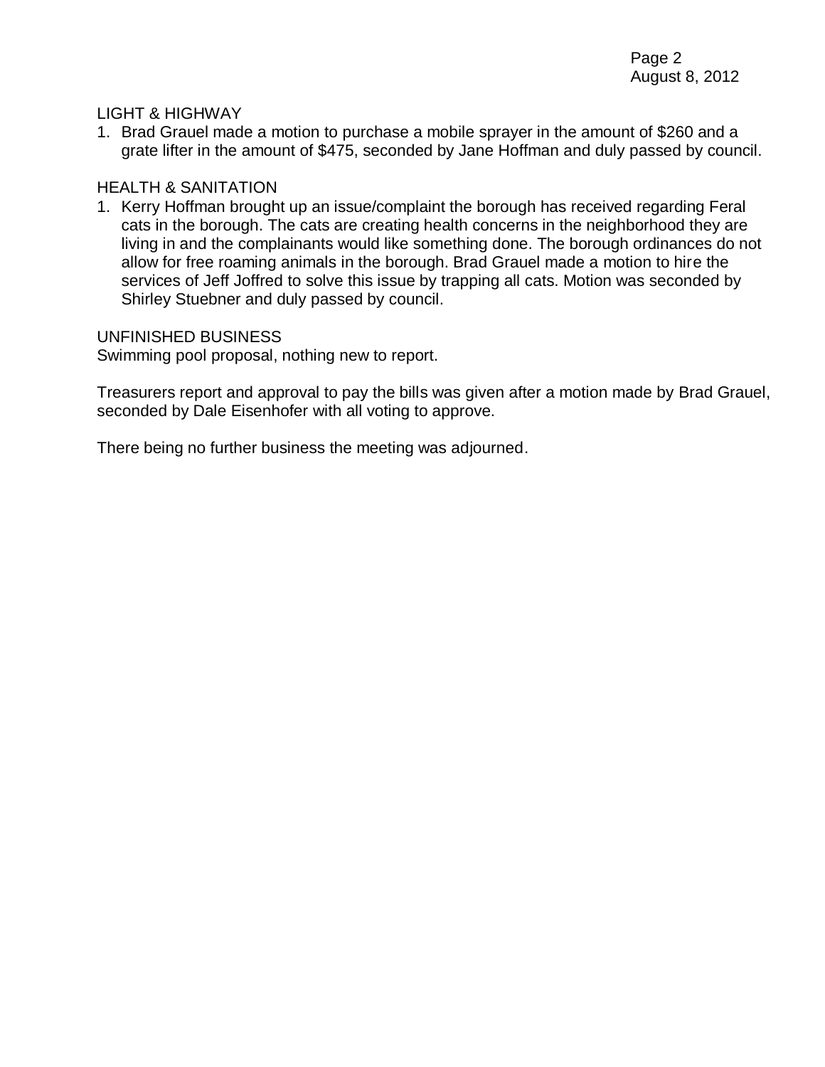LIGHT & HIGHWAY

1. Brad Grauel made a motion to purchase a mobile sprayer in the amount of $260 and a grate lifter in the amount of $475, seconded by Jane Hoffman and duly passed by council.

HEALTH & SANITATION

1. Kerry Hoffman brought up an issue/complaint the borough has received regarding Feral cats in the borough. The cats are creating health concerns in the neighborhood they are living in and the complainants would like something done. The borough ordinances do not allow for free roaming animals in the borough. Brad Grauel made a motion to hire the services of Jeff Joffred to solve this issue by trapping all cats. Motion was seconded by Shirley Stuebner and duly passed by council.

UNFINISHED BUSINESS

Swimming pool proposal, nothing new to report.

Treasurers report and approval to pay the bills was given after a motion made by Brad Grauel, seconded by Dale Eisenhofer with all voting to approve.

There being no further business the meeting was adjourned.